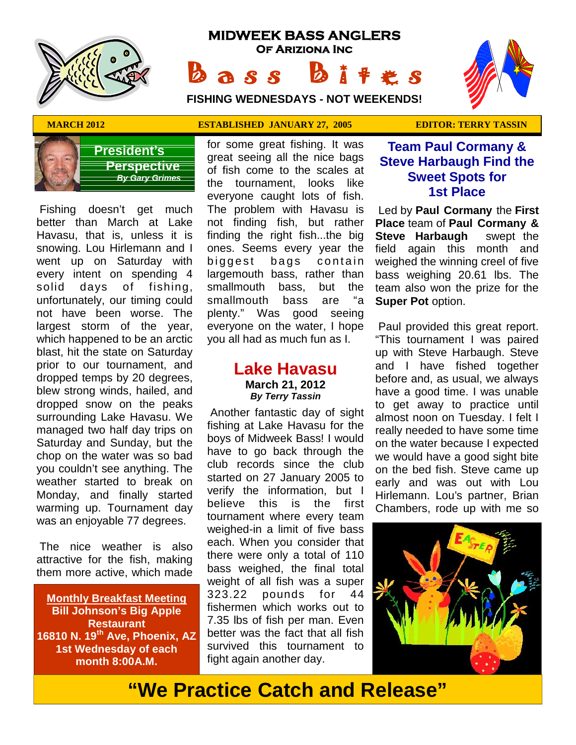# MIDWEEK BASS ANGLERS OF ARIZIONA INC

# Bass Bites

**FISHING WEDNESDAYS - NOT WEEKENDS!**

**MARCH 2012** | **ESTABLISHED JANUARY 27, 2005** | **EDITOR: TERRY TASSIN**

## President's Perspective

*By Gary Grimes*

Fishing doesn't get much better than March at Lake Havasu, that is, unless it is snowing. Lou Hirlemann and I went up on Saturday with every intent on spending 4 solid days of fishing, unfortunately, our timing could not have been worse. The largest storm of the year, which happened to be an arctic blast, hit the state on Saturday prior to our tournament, and dropped temps by 20 degrees, blew strong winds, hailed, and dropped snow on the peaks surrounding Lake Havasu. We managed two half day trips on Saturday and Sunday, but the chop on the water was so bad you couldn't see anything. The weather started to break on Monday, and finally started warming up. Tournament day was an enjoyable 77 degrees.

The nice weather is also attractive for the fish, making them more active, which made for some great fishing. It was great seeing all the nice bags of fish come to the scales at the tournament, looks like everyone caught lots of fish. The problem with Havasu is not finding fish, but rather finding the right fish...the big ones. Seems every year the biggest bags contain largemouth bass, rather than smallmouth bass, but the smallmouth bass are "a plenty." Was good seeing everyone on the water, I hope you all had as much fun as I.

**Monthly Breakfast Meeting**
**Bill Johnson's Big Apple Restaurant**
**16810 N. 19th Ave, Phoenix, AZ**
**1st Wednesday of each month 8:00A.M.**

## Lake Havasu

**March 21, 2012**

***By Terry Tassin***

Another fantastic day of sight fishing at Lake Havasu for the boys of Midweek Bass! I would have to go back through the club records since the club started on 27 January 2005 to verify the information, but I believe this is the first tournament where every team weighed-in a limit of five bass each. When you consider that there were only a total of 110 bass weighed, the final total weight of all fish was a super 323.22 pounds for 44 fishermen which works out to 7.35 lbs of fish per man. Even better was the fact that all fish survived this tournament to fight again another day.

## Team Paul Cormany & Steve Harbaugh Find the Sweet Spots for 1st Place

Led by **Paul Cormany** the **First Place** team of **Paul Cormany & Steve Harbaugh** swept the field again this month and weighed the winning creel of five bass weighing 20.61 lbs. The team also won the prize for the **Super Pot** option.

Paul provided this great report. "This tournament I was paired up with Steve Harbaugh. Steve and I have fished together before and, as usual, we always have a good time. I was unable to get away to practice until almost noon on Tuesday. I felt I really needed to have some time on the water because I expected we would have a good sight bite on the bed fish. Steve came up early and was out with Lou Hirlemann. Lou's partner, Brian Chambers, rode up with me so

**"We Practice Catch and Release"**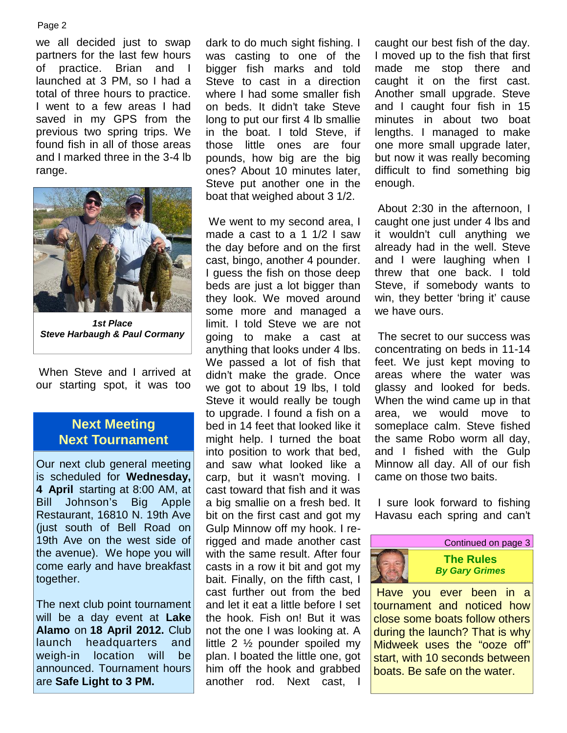we all decided just to swap partners for the last few hours of practice. Brian and I launched at 3 PM, so I had a total of three hours to practice. I went to a few areas I had saved in my GPS from the previous two spring trips. We found fish in all of those areas and I marked three in the 3-4 lb range.

*1st Place*
*Steve Harbaugh & Paul Cormany*

When Steve and I arrived at our starting spot, it was too dark to do much sight fishing. I was casting to one of the bigger fish marks and told Steve to cast in a direction where I had some smaller fish on beds. It didn't take Steve long to put our first 4 lb smallie in the boat. I told Steve, if those little ones are four pounds, how big are the big ones? About 10 minutes later, Steve put another one in the boat that weighed about 3 1/2.

We went to my second area, I made a cast to a 1 1/2 I saw the day before and on the first cast, bingo, another 4 pounder. I guess the fish on those deep beds are just a lot bigger than they look. We moved around some more and managed a limit. I told Steve we are not going to make a cast at anything that looks under 4 lbs. We passed a lot of fish that didn't make the grade. Once we got to about 19 lbs, I told Steve it would really be tough to upgrade. I found a fish on a bed in 14 feet that looked like it might help. I turned the boat into position to work that bed, and saw what looked like a carp, but it wasn't moving. I cast toward that fish and it was a big smallie on a fresh bed. It bit on the first cast and got my Gulp Minnow off my hook. I re-rigged and made another cast with the same result. After four casts in a row it bit and got my bait. Finally, on the fifth cast, I cast further out from the bed and let it eat a little before I set the hook. Fish on! But it was not the one I was looking at. A little 2 ½ pounder spoiled my plan. I boated the little one, got him off the hook and grabbed another rod. Next cast, I caught our best fish of the day. I moved up to the fish that first made me stop there and caught it on the first cast. Another small upgrade. Steve and I caught four fish in 15 minutes in about two boat lengths. I managed to make one more small upgrade later, but now it was really becoming difficult to find something big enough.

About 2:30 in the afternoon, I caught one just under 4 lbs and it wouldn't cull anything we already had in the well. Steve and I were laughing when I threw that one back. I told Steve, if somebody wants to win, they better 'bring it' cause we have ours.

The secret to our success was concentrating on beds in 11-14 feet. We just kept moving to areas where the water was glassy and looked for beds. When the wind came up in that area, we would move to someplace calm. Steve fished the same Robo worm all day, and I fished with the Gulp Minnow all day. All of our fish came on those two baits.

I sure look forward to fishing Havasu each spring and can't

Continued on page 3

## Next Meeting
## Next Tournament

Our next club general meeting is scheduled for **Wednesday, 4 April** starting at 8:00 AM, at Bill Johnson's Big Apple Restaurant, 16810 N. 19th Ave (just south of Bell Road on 19th Ave on the west side of the avenue). We hope you will come early and have breakfast together.

The next club point tournament will be a day event at **Lake Alamo** on **18 April 2012.** Club launch headquarters and weigh-in location will be announced. Tournament hours are **Safe Light to 3 PM.**

## The Rules
***By Gary Grimes***

Have you ever been in a tournament and noticed how close some boats follow others during the launch? That is why Midweek uses the "ooze off" start, with 10 seconds between boats. Be safe on the water.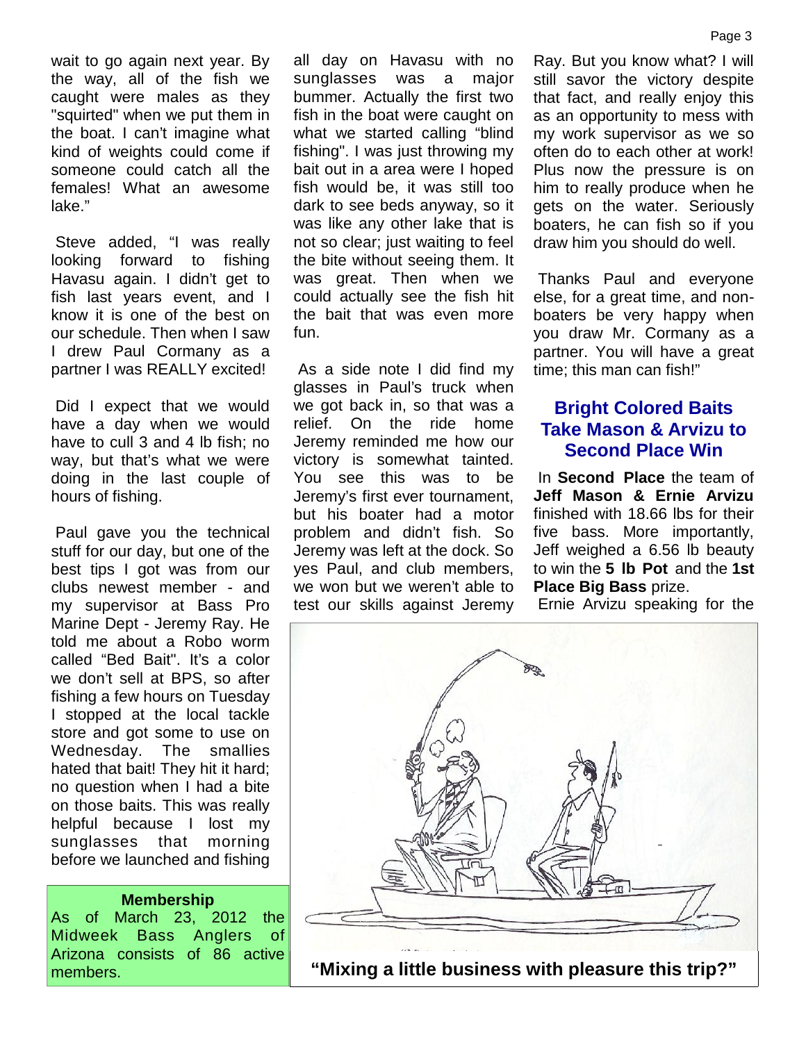wait to go again next year. By the way, all of the fish we caught were males as they "squirted" when we put them in the boat. I can't imagine what kind of weights could come if someone could catch all the females! What an awesome lake."

Steve added, "I was really looking forward to fishing Havasu again. I didn't get to fish last years event, and I know it is one of the best on our schedule. Then when I saw I drew Paul Cormany as a partner I was REALLY excited!

Did I expect that we would have a day when we would have to cull 3 and 4 lb fish; no way, but that's what we were doing in the last couple of hours of fishing.

Paul gave you the technical stuff for our day, but one of the best tips I got was from our clubs newest member - and my supervisor at Bass Pro Marine Dept - Jeremy Ray. He told me about a Robo worm called "Bed Bait". It's a color we don't sell at BPS, so after fishing a few hours on Tuesday I stopped at the local tackle store and got some to use on Wednesday. The smallies hated that bait! They hit it hard; no question when I had a bite on those baits. This was really helpful because I lost my sunglasses that morning before we launched and fishing all day on Havasu with no sunglasses was a major bummer. Actually the first two fish in the boat were caught on what we started calling "blind fishing". I was just throwing my bait out in a area were I hoped fish would be, it was still too dark to see beds anyway, so it was like any other lake that is not so clear; just waiting to feel the bite without seeing them. It was great. Then when we could actually see the fish hit the bait that was even more fun.

As a side note I did find my glasses in Paul's truck when we got back in, so that was a relief. On the ride home Jeremy reminded me how our victory is somewhat tainted. You see this was to be Jeremy's first ever tournament, but his boater had a motor problem and didn't fish. So Jeremy was left at the dock. So yes Paul, and club members, we won but we weren't able to test our skills against Jeremy Ray. But you know what? I will still savor the victory despite that fact, and really enjoy this as an opportunity to mess with my work supervisor as we so often do to each other at work! Plus now the pressure is on him to really produce when he gets on the water. Seriously boaters, he can fish so if you draw him you should do well.

Thanks Paul and everyone else, for a great time, and non-boaters be very happy when you draw Mr. Cormany as a partner. You will have a great time; this man can fish!"

## Bright Colored Baits Take Mason & Arvizu to Second Place Win

In **Second Place** the team of **Jeff Mason & Ernie Arvizu** finished with 18.66 lbs for their five bass. More importantly, Jeff weighed a 6.56 lb beauty to win the **5 lb Pot** and the **1st Place Big Bass** prize.

Ernie Arvizu speaking for the

"Mixing a little business with pleasure this trip?"

**Membership**

As of March 23, 2012 the Midweek Bass Anglers of Arizona consists of 86 active members.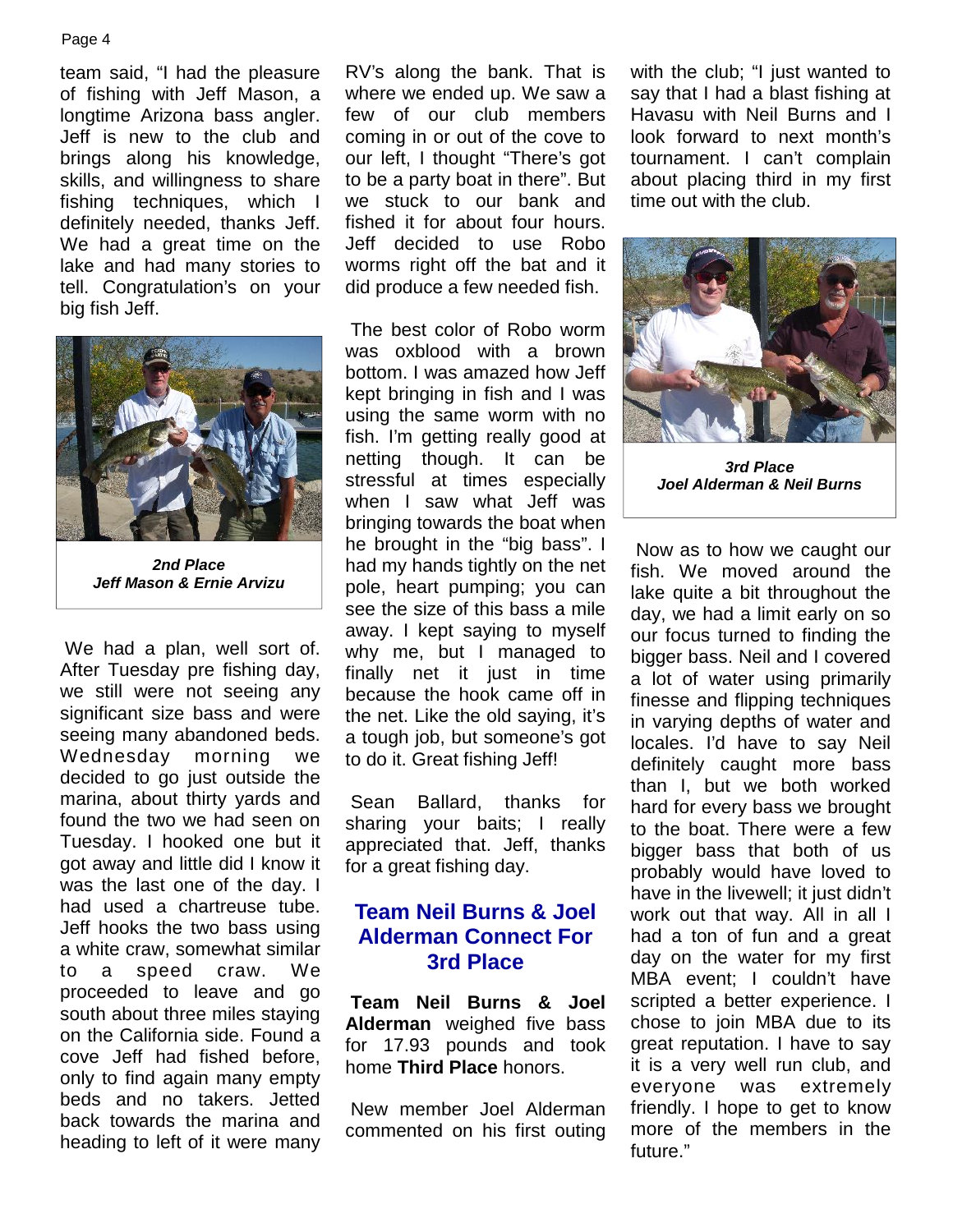team said, "I had the pleasure of fishing with Jeff Mason, a longtime Arizona bass angler. Jeff is new to the club and brings along his knowledge, skills, and willingness to share fishing techniques, which I definitely needed, thanks Jeff. We had a great time on the lake and had many stories to tell. Congratulation's on your big fish Jeff.

***2nd Place***
***Jeff Mason & Ernie Arvizu***

We had a plan, well sort of. After Tuesday pre fishing day, we still were not seeing any significant size bass and were seeing many abandoned beds. Wednesday morning we decided to go just outside the marina, about thirty yards and found the two we had seen on Tuesday. I hooked one but it got away and little did I know it was the last one of the day. I had used a chartreuse tube. Jeff hooks the two bass using a white craw, somewhat similar to a speed craw. We proceeded to leave and go south about three miles staying on the California side. Found a cove Jeff had fished before, only to find again many empty beds and no takers. Jetted back towards the marina and heading to left of it were many RV's along the bank. That is where we ended up. We saw a few of our club members coming in or out of the cove to our left, I thought "There's got to be a party boat in there". But we stuck to our bank and fished it for about four hours. Jeff decided to use Robo worms right off the bat and it did produce a few needed fish.

The best color of Robo worm was oxblood with a brown bottom. I was amazed how Jeff kept bringing in fish and I was using the same worm with no fish. I'm getting really good at netting though. It can be stressful at times especially when I saw what Jeff was bringing towards the boat when he brought in the "big bass". I had my hands tightly on the net pole, heart pumping; you can see the size of this bass a mile away. I kept saying to myself why me, but I managed to finally net it just in time because the hook came off in the net. Like the old saying, it's a tough job, but someone's got to do it. Great fishing Jeff!

Sean Ballard, thanks for sharing your baits; I really appreciated that. Jeff, thanks for a great fishing day.

## Team Neil Burns & Joel Alderman Connect For 3rd Place

**Team Neil Burns & Joel Alderman** weighed five bass for 17.93 pounds and took home **Third Place** honors.

New member Joel Alderman commented on his first outing with the club; "I just wanted to say that I had a blast fishing at Havasu with Neil Burns and I look forward to next month's tournament. I can't complain about placing third in my first time out with the club.

***3rd Place***
***Joel Alderman & Neil Burns***

Now as to how we caught our fish. We moved around the lake quite a bit throughout the day, we had a limit early on so our focus turned to finding the bigger bass. Neil and I covered a lot of water using primarily finesse and flipping techniques in varying depths of water and locales. I'd have to say Neil definitely caught more bass than I, but we both worked hard for every bass we brought to the boat. There were a few bigger bass that both of us probably would have loved to have in the livewell; it just didn't work out that way. All in all I had a ton of fun and a great day on the water for my first MBA event; I couldn't have scripted a better experience. I chose to join MBA due to its great reputation. I have to say it is a very well run club, and everyone was extremely friendly. I hope to get to know more of the members in the future."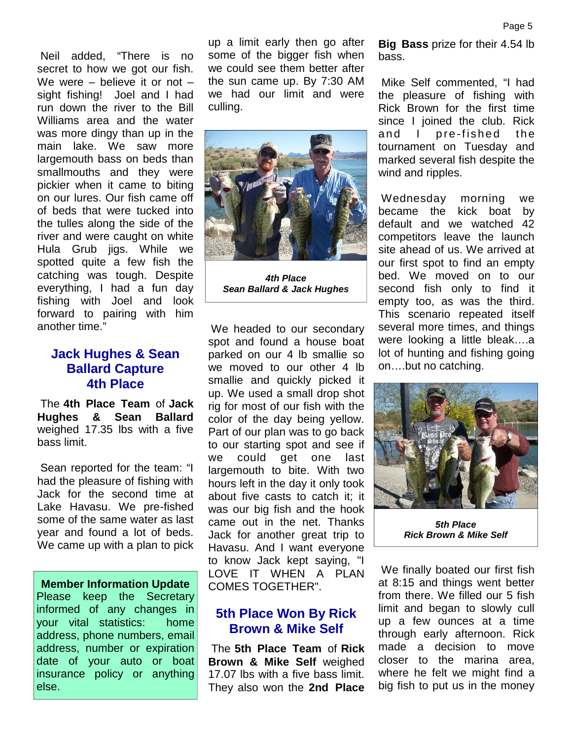Neil added, "There is no secret to how we got our fish. We were – believe it or not – sight fishing! Joel and I had run down the river to the Bill Williams area and the water was more dingy than up in the main lake. We saw more largemouth bass on beds than smallmouths and they were pickier when it came to biting on our lures. Our fish came off of beds that were tucked into the tulles along the side of the river and were caught on white Hula Grub jigs. While we spotted quite a few fish the catching was tough. Despite everything, I had a fun day fishing with Joel and look forward to pairing with him another time."

## Jack Hughes & Sean Ballard Capture 4th Place

The **4th Place Team** of **Jack Hughes & Sean Ballard** weighed 17.35 lbs with a five bass limit.

Sean reported for the team: "I had the pleasure of fishing with Jack for the second time at Lake Havasu. We pre-fished some of the same water as last year and found a lot of beds. We came up with a plan to pick up a limit early then go after some of the bigger fish when we could see them better after the sun came up. By 7:30 AM we had our limit and were culling.

***4th Place***
***Sean Ballard & Jack Hughes***

We headed to our secondary spot and found a house boat parked on our 4 lb smallie so we moved to our other 4 lb smallie and quickly picked it up. We used a small drop shot rig for most of our fish with the color of the day being yellow. Part of our plan was to go back to our starting spot and see if we could get one last largemouth to bite. With two hours left in the day it only took about five casts to catch it; it was our big fish and the hook came out in the net. Thanks Jack for another great trip to Havasu. And I want everyone to know Jack kept saying, "I LOVE IT WHEN A PLAN COMES TOGETHER".

**Member Information Update**
Please keep the Secretary informed of any changes in your vital statistics: home address, phone numbers, email address, number or expiration date of your auto or boat insurance policy or anything else.

## 5th Place Won By Rick Brown & Mike Self

The **5th Place Team** of **Rick Brown & Mike Self** weighed 17.07 lbs with a five bass limit. They also won the **2nd Place Big Bass** prize for their 4.54 lb bass.

Mike Self commented, "I had the pleasure of fishing with Rick Brown for the first time since I joined the club. Rick and I pre-fished the tournament on Tuesday and marked several fish despite the wind and ripples.

Wednesday morning we became the kick boat by default and we watched 42 competitors leave the launch site ahead of us. We arrived at our first spot to find an empty bed. We moved on to our second fish only to find it empty too, as was the third. This scenario repeated itself several more times, and things were looking a little bleak….a lot of hunting and fishing going on….but no catching.

***5th Place***
***Rick Brown & Mike Self***

We finally boated our first fish at 8:15 and things went better from there. We filled our 5 fish limit and began to slowly cull up a few ounces at a time through early afternoon. Rick made a decision to move closer to the marina area, where he felt we might find a big fish to put us in the money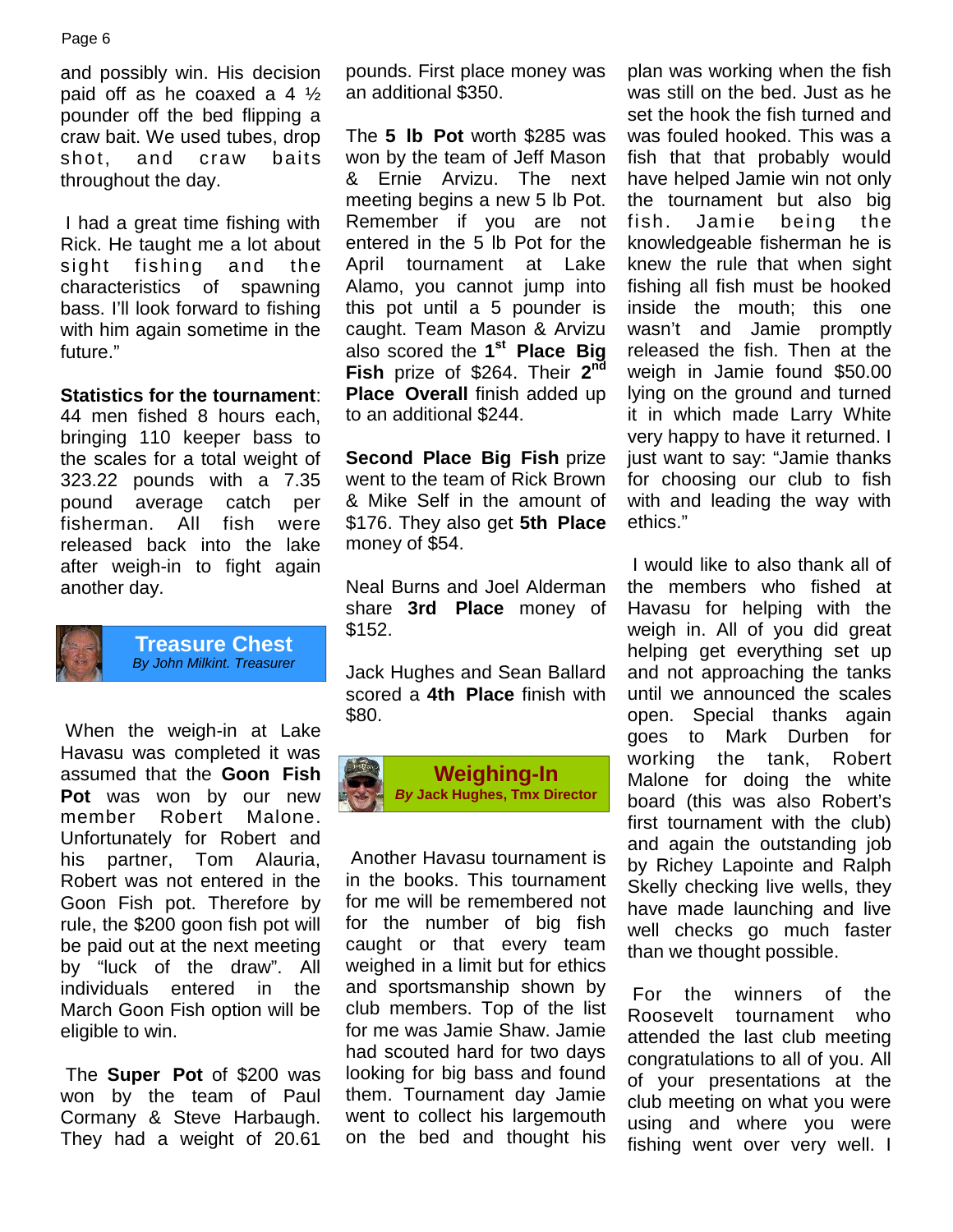and possibly win. His decision paid off as he coaxed a 4 ½ pounder off the bed flipping a craw bait. We used tubes, drop shot, and craw baits throughout the day.

I had a great time fishing with Rick. He taught me a lot about sight fishing and the characteristics of spawning bass. I'll look forward to fishing with him again sometime in the future."

**Statistics for the tournament**: 44 men fished 8 hours each, bringing 110 keeper bass to the scales for a total weight of 323.22 pounds with a 7.35 pound average catch per fisherman. All fish were released back into the lake after weigh-in to fight again another day.

## Treasure Chest

*By John Milkint. Treasurer*

When the weigh-in at Lake Havasu was completed it was assumed that the **Goon Fish Pot** was won by our new member Robert Malone. Unfortunately for Robert and his partner, Tom Alauria, Robert was not entered in the Goon Fish pot. Therefore by rule, the $200 goon fish pot will be paid out at the next meeting by "luck of the draw". All individuals entered in the March Goon Fish option will be eligible to win.

The **Super Pot** of $200 was won by the team of Paul Cormany & Steve Harbaugh. They had a weight of 20.61 pounds. First place money was an additional $350.

The **5 lb Pot** worth $285 was won by the team of Jeff Mason & Ernie Arvizu. The next meeting begins a new 5 lb Pot. Remember if you are not entered in the 5 lb Pot for the April tournament at Lake Alamo, you cannot jump into this pot until a 5 pounder is caught. Team Mason & Arvizu also scored the **1st Place Big Fish** prize of $264. Their **2nd Place Overall** finish added up to an additional $244.

**Second Place Big Fish** prize went to the team of Rick Brown & Mike Self in the amount of $176. They also get **5th Place** money of $54.

Neal Burns and Joel Alderman share **3rd Place** money of $152.

Jack Hughes and Sean Ballard scored a **4th Place** finish with $80.

## Weighing-In

***By* Jack Hughes, Tmx Director**

Another Havasu tournament is in the books. This tournament for me will be remembered not for the number of big fish caught or that every team weighed in a limit but for ethics and sportsmanship shown by club members. Top of the list for me was Jamie Shaw. Jamie had scouted hard for two days looking for big bass and found them. Tournament day Jamie went to collect his largemouth on the bed and thought his plan was working when the fish was still on the bed. Just as he set the hook the fish turned and was fouled hooked. This was a fish that that probably would have helped Jamie win not only the tournament but also big fish. Jamie being the knowledgeable fisherman he is knew the rule that when sight fishing all fish must be hooked inside the mouth; this one wasn't and Jamie promptly released the fish. Then at the weigh in Jamie found $50.00 lying on the ground and turned it in which made Larry White very happy to have it returned. I just want to say: "Jamie thanks for choosing our club to fish with and leading the way with ethics."

I would like to also thank all of the members who fished at Havasu for helping with the weigh in. All of you did great helping get everything set up and not approaching the tanks until we announced the scales open. Special thanks again goes to Mark Durben for working the tank, Robert Malone for doing the white board (this was also Robert's first tournament with the club) and again the outstanding job by Richey Lapointe and Ralph Skelly checking live wells, they have made launching and live well checks go much faster than we thought possible.

For the winners of the Roosevelt tournament who attended the last club meeting congratulations to all of you. All of your presentations at the club meeting on what you were using and where you were fishing went over very well. I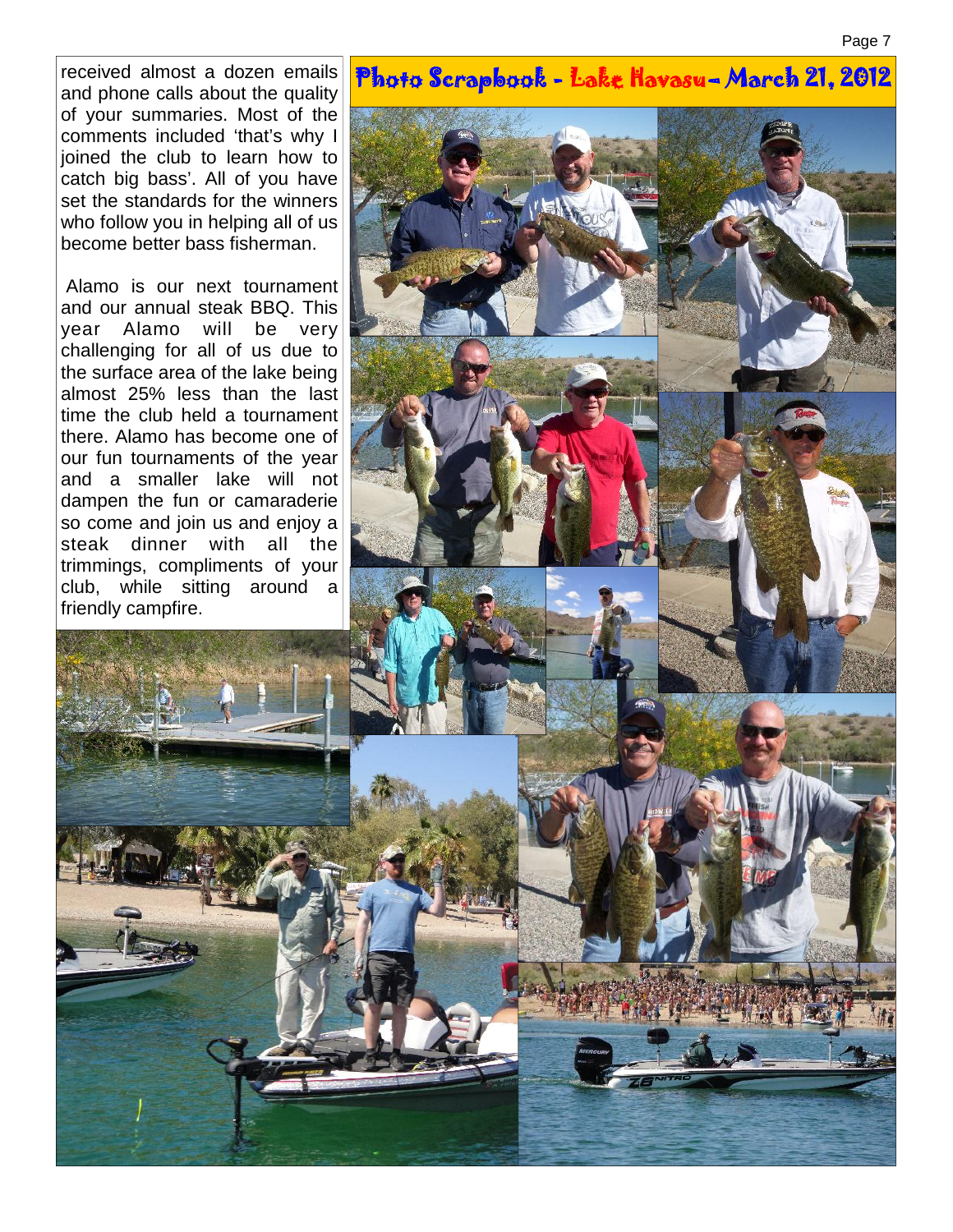received almost a dozen emails and phone calls about the quality of your summaries. Most of the comments included 'that's why I joined the club to learn how to catch big bass'. All of you have set the standards for the winners who follow you in helping all of us become better bass fisherman.

Alamo is our next tournament and our annual steak BBQ. This year Alamo will be very challenging for all of us due to the surface area of the lake being almost 25% less than the last time the club held a tournament there. Alamo has become one of our fun tournaments of the year and a smaller lake will not dampen the fun or camaraderie so come and join us and enjoy a steak dinner with all the trimmings, compliments of your club, while sitting around a friendly campfire.

## Photo Scrapbook - Lake Havasu– March 21, 2012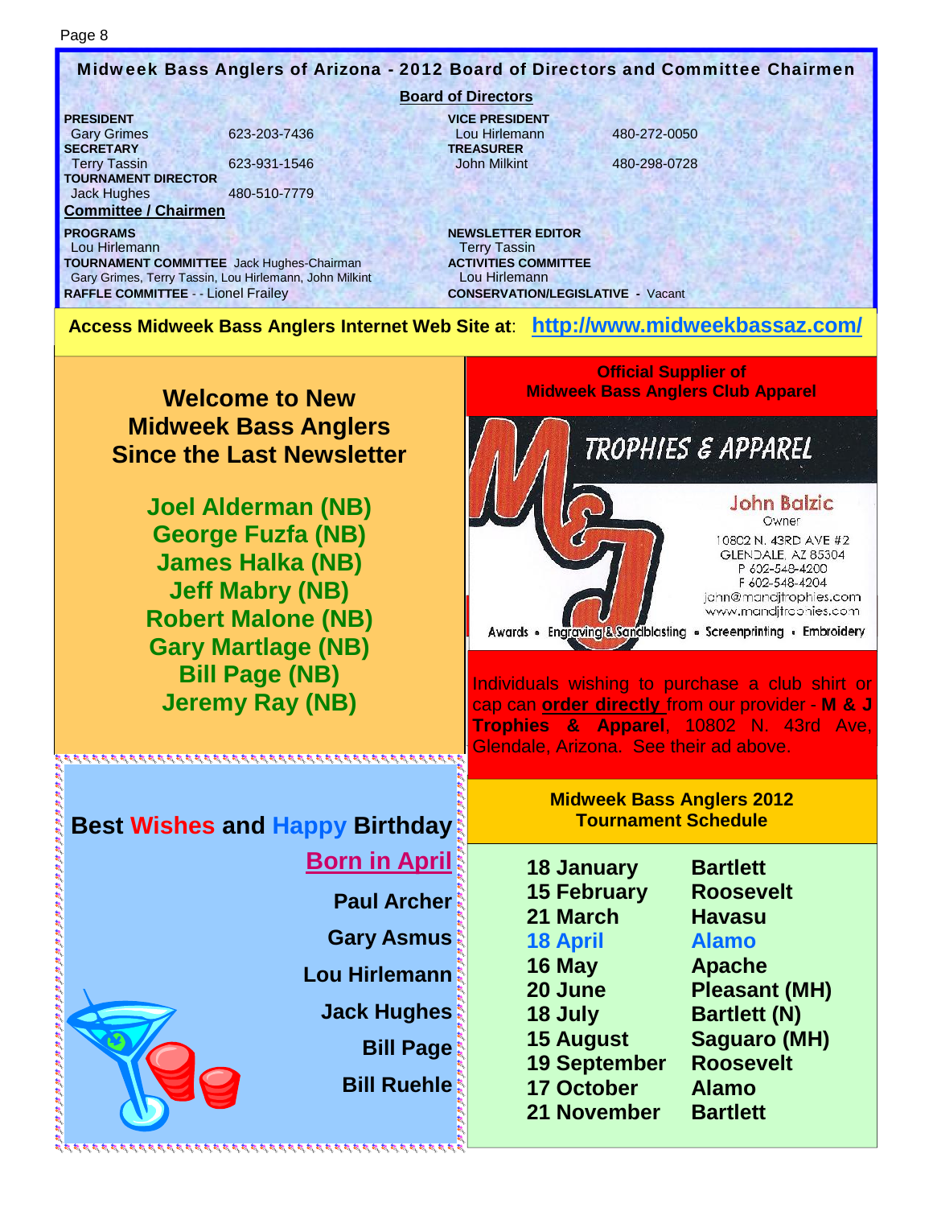## Midweek Bass Anglers of Arizona - 2012 Board of Directors and Committee Chairmen

### Board of Directors

**PRESIDENT**
Gary Grimes 623-203-7436

**VICE PRESIDENT**
Lou Hirlemann 480-272-0050

**SECRETARY**
Terry Tassin 623-931-1546

**TREASURER**
John Milkint 480-298-0728

**TOURNAMENT DIRECTOR**
Jack Hughes 480-510-7779

### Committee / Chairmen

**PROGRAMS**
Lou Hirlemann

**TOURNAMENT COMMITTEE** Jack Hughes-Chairman
Gary Grimes, Terry Tassin, Lou Hirlemann, John Milkint

**RAFFLE COMMITTEE** - - Lionel Frailey

**NEWSLETTER EDITOR**
Terry Tassin

**ACTIVITIES COMMITTEE**
Lou Hirlemann

**CONSERVATION/LEGISLATIVE** - Vacant

**Access Midweek Bass Anglers Internet Web Site at**: **http://www.midweekbassaz.com/**

## Welcome to New Midweek Bass Anglers Since the Last Newsletter

**Joel Alderman (NB)**
**George Fuzfa (NB)**
**James Halka (NB)**
**Jeff Mabry (NB)**
**Robert Malone (NB)**
**Gary Martlage (NB)**
**Bill Page (NB)**
**Jeremy Ray (NB)**

## Best Wishes and Happy Birthday

**Born in April**

**Paul Archer**
**Gary Asmus**
**Lou Hirlemann**
**Jack Hughes**
**Bill Page**
**Bill Ruehle**

**Official Supplier of Midweek Bass Anglers Club Apparel**

M&J TROPHIES & APPAREL
John Balzic
Owner
10802 N. 43RD AVE #2
GLENDALE, AZ 85304
P 602-548-4200
F 602-548-4204
john@mandjtrophies.com
www.mandjtrophies.com
Awards • Engraving & Sandblasting • Screenprinting • Embroidery

Individuals wishing to purchase a club shirt or cap can **order directly** from our provider - **M & J Trophies & Apparel**, 10802 N. 43rd Ave, Glendale, Arizona. See their ad above.

**Midweek Bass Anglers 2012 Tournament Schedule**

| | |
|---|---|
| 18 January | Bartlett |
| 15 February | Roosevelt |
| 21 March | Havasu |
| 18 April | Alamo |
| 16 May | Apache |
| 20 June | Pleasant (MH) |
| 18 July | Bartlett (N) |
| 15 August | Saguaro (MH) |
| 19 September | Roosevelt |
| 17 October | Alamo |
| 21 November | Bartlett |